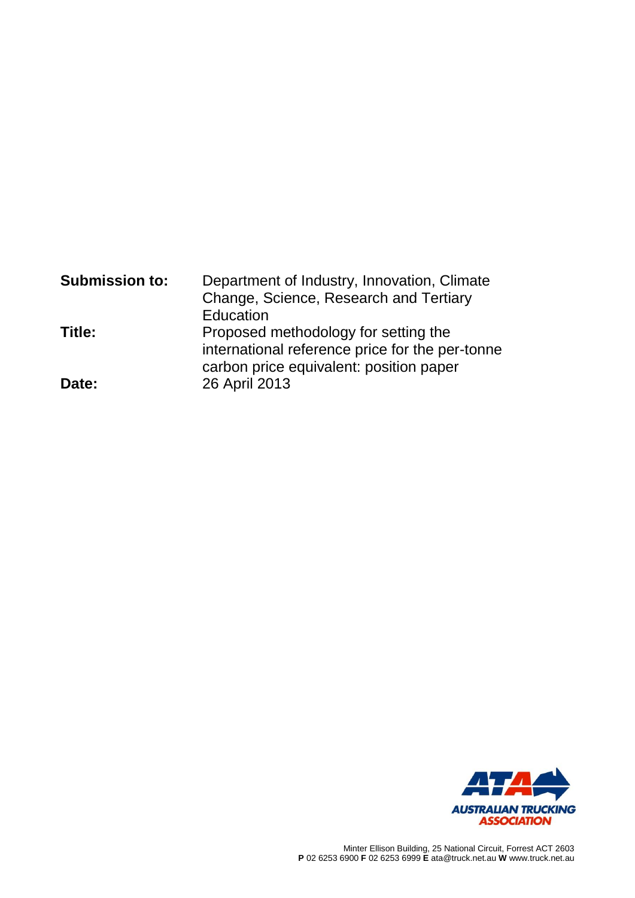| | |
|---|---|
| **Submission to:** | Department of Industry, Innovation, Climate Change, Science, Research and Tertiary Education |
| **Title:** | Proposed methodology for setting the international reference price for the per-tonne carbon price equivalent: position paper |
| **Date:** | 26 April 2013 |

AUSTRALIAN TRUCKING ASSOCIATION

Minter Ellison Building, 25 National Circuit, Forrest ACT 2603
**P** 02 6253 6900 **F** 02 6253 6999 **E** ata@truck.net.au **W** www.truck.net.au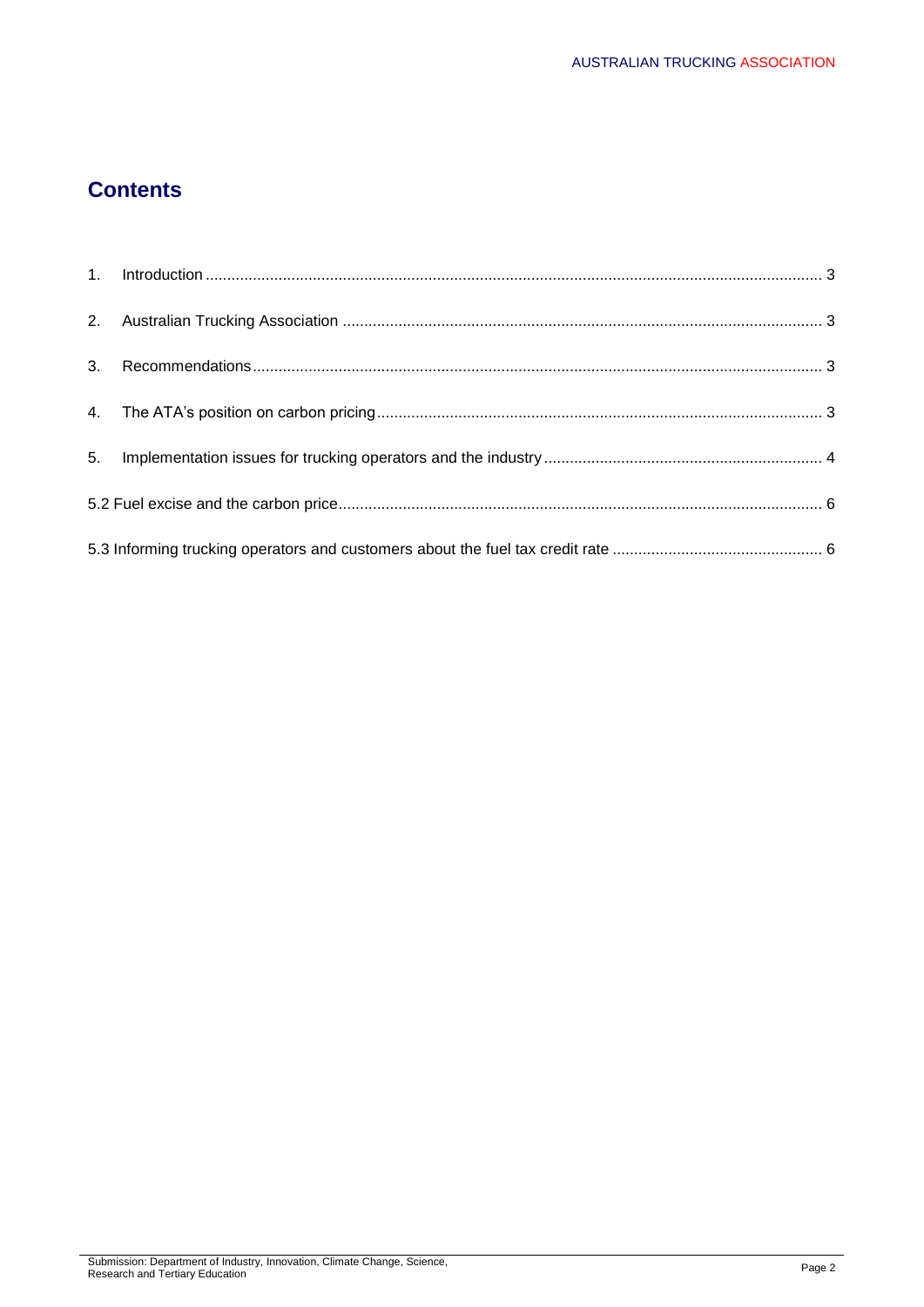## Contents

1. Introduction ........................................................................................................ 3
2. Australian Trucking Association ........................................................................ 3
3. Recommendations ............................................................................................. 3
4. The ATA's position on carbon pricing ............................................................... 3
5. Implementation issues for trucking operators and the industry ........................ 4

5.2 Fuel excise and the carbon price ..................................................................... 6

5.3 Informing trucking operators and customers about the fuel tax credit rate ...... 6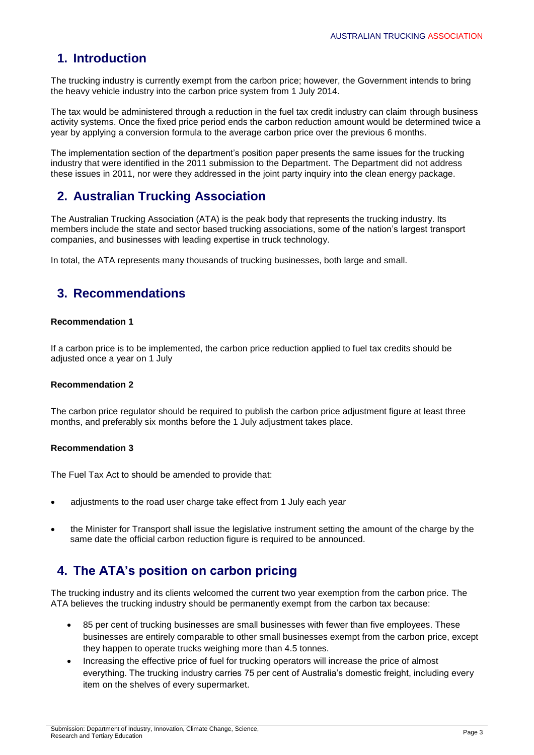## 1. Introduction

The trucking industry is currently exempt from the carbon price; however, the Government intends to bring the heavy vehicle industry into the carbon price system from 1 July 2014.

The tax would be administered through a reduction in the fuel tax credit industry can claim through business activity systems. Once the fixed price period ends the carbon reduction amount would be determined twice a year by applying a conversion formula to the average carbon price over the previous 6 months.

The implementation section of the department's position paper presents the same issues for the trucking industry that were identified in the 2011 submission to the Department. The Department did not address these issues in 2011, nor were they addressed in the joint party inquiry into the clean energy package.

## 2. Australian Trucking Association

The Australian Trucking Association (ATA) is the peak body that represents the trucking industry. Its members include the state and sector based trucking associations, some of the nation's largest transport companies, and businesses with leading expertise in truck technology.

In total, the ATA represents many thousands of trucking businesses, both large and small.

## 3. Recommendations

**Recommendation 1**

If a carbon price is to be implemented, the carbon price reduction applied to fuel tax credits should be adjusted once a year on 1 July

**Recommendation 2**

The carbon price regulator should be required to publish the carbon price adjustment figure at least three months, and preferably six months before the 1 July adjustment takes place.

**Recommendation 3**

The Fuel Tax Act to should be amended to provide that:

- adjustments to the road user charge take effect from 1 July each year
- the Minister for Transport shall issue the legislative instrument setting the amount of the charge by the same date the official carbon reduction figure is required to be announced.

## 4. The ATA's position on carbon pricing

The trucking industry and its clients welcomed the current two year exemption from the carbon price. The ATA believes the trucking industry should be permanently exempt from the carbon tax because:

- 85 per cent of trucking businesses are small businesses with fewer than five employees. These businesses are entirely comparable to other small businesses exempt from the carbon price, except they happen to operate trucks weighing more than 4.5 tonnes.
- Increasing the effective price of fuel for trucking operators will increase the price of almost everything. The trucking industry carries 75 per cent of Australia's domestic freight, including every item on the shelves of every supermarket.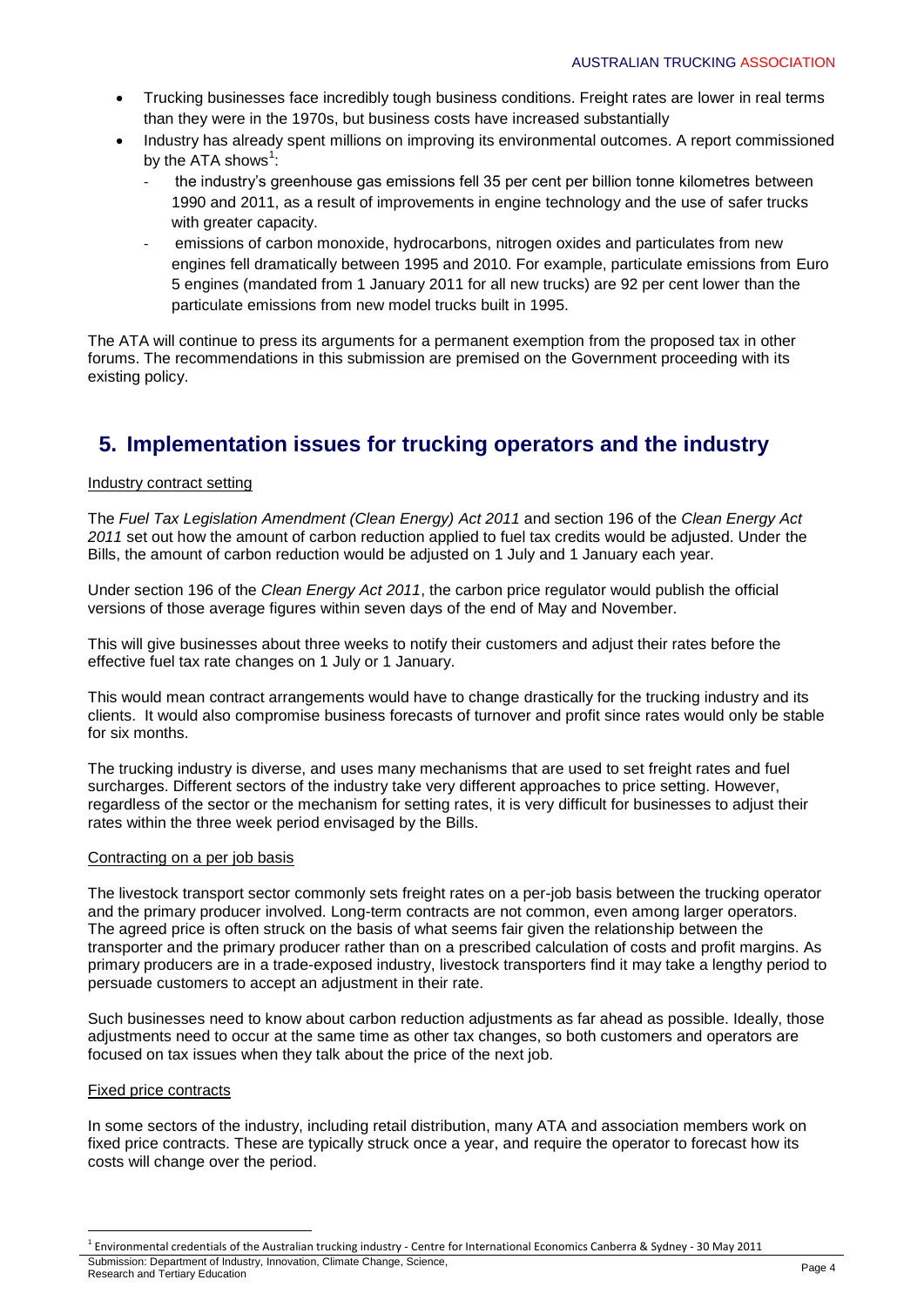- Trucking businesses face incredibly tough business conditions. Freight rates are lower in real terms than they were in the 1970s, but business costs have increased substantially
- Industry has already spent millions on improving its environmental outcomes. A report commissioned by the ATA shows[1]:
  - the industry's greenhouse gas emissions fell 35 per cent per billion tonne kilometres between 1990 and 2011, as a result of improvements in engine technology and the use of safer trucks with greater capacity.
  - emissions of carbon monoxide, hydrocarbons, nitrogen oxides and particulates from new engines fell dramatically between 1995 and 2010. For example, particulate emissions from Euro 5 engines (mandated from 1 January 2011 for all new trucks) are 92 per cent lower than the particulate emissions from new model trucks built in 1995.

The ATA will continue to press its arguments for a permanent exemption from the proposed tax in other forums. The recommendations in this submission are premised on the Government proceeding with its existing policy.

## 5. Implementation issues for trucking operators and the industry

Industry contract setting

The *Fuel Tax Legislation Amendment (Clean Energy) Act 2011* and section 196 of the *Clean Energy Act 2011* set out how the amount of carbon reduction applied to fuel tax credits would be adjusted. Under the Bills, the amount of carbon reduction would be adjusted on 1 July and 1 January each year.

Under section 196 of the *Clean Energy Act 2011*, the carbon price regulator would publish the official versions of those average figures within seven days of the end of May and November.

This will give businesses about three weeks to notify their customers and adjust their rates before the effective fuel tax rate changes on 1 July or 1 January.

This would mean contract arrangements would have to change drastically for the trucking industry and its clients. It would also compromise business forecasts of turnover and profit since rates would only be stable for six months.

The trucking industry is diverse, and uses many mechanisms that are used to set freight rates and fuel surcharges. Different sectors of the industry take very different approaches to price setting. However, regardless of the sector or the mechanism for setting rates, it is very difficult for businesses to adjust their rates within the three week period envisaged by the Bills.

Contracting on a per job basis

The livestock transport sector commonly sets freight rates on a per-job basis between the trucking operator and the primary producer involved. Long-term contracts are not common, even among larger operators. The agreed price is often struck on the basis of what seems fair given the relationship between the transporter and the primary producer rather than on a prescribed calculation of costs and profit margins. As primary producers are in a trade-exposed industry, livestock transporters find it may take a lengthy period to persuade customers to accept an adjustment in their rate.

Such businesses need to know about carbon reduction adjustments as far ahead as possible. Ideally, those adjustments need to occur at the same time as other tax changes, so both customers and operators are focused on tax issues when they talk about the price of the next job.

Fixed price contracts

In some sectors of the industry, including retail distribution, many ATA and association members work on fixed price contracts. These are typically struck once a year, and require the operator to forecast how its costs will change over the period.

[1] Environmental credentials of the Australian trucking industry - Centre for International Economics Canberra & Sydney - 30 May 2011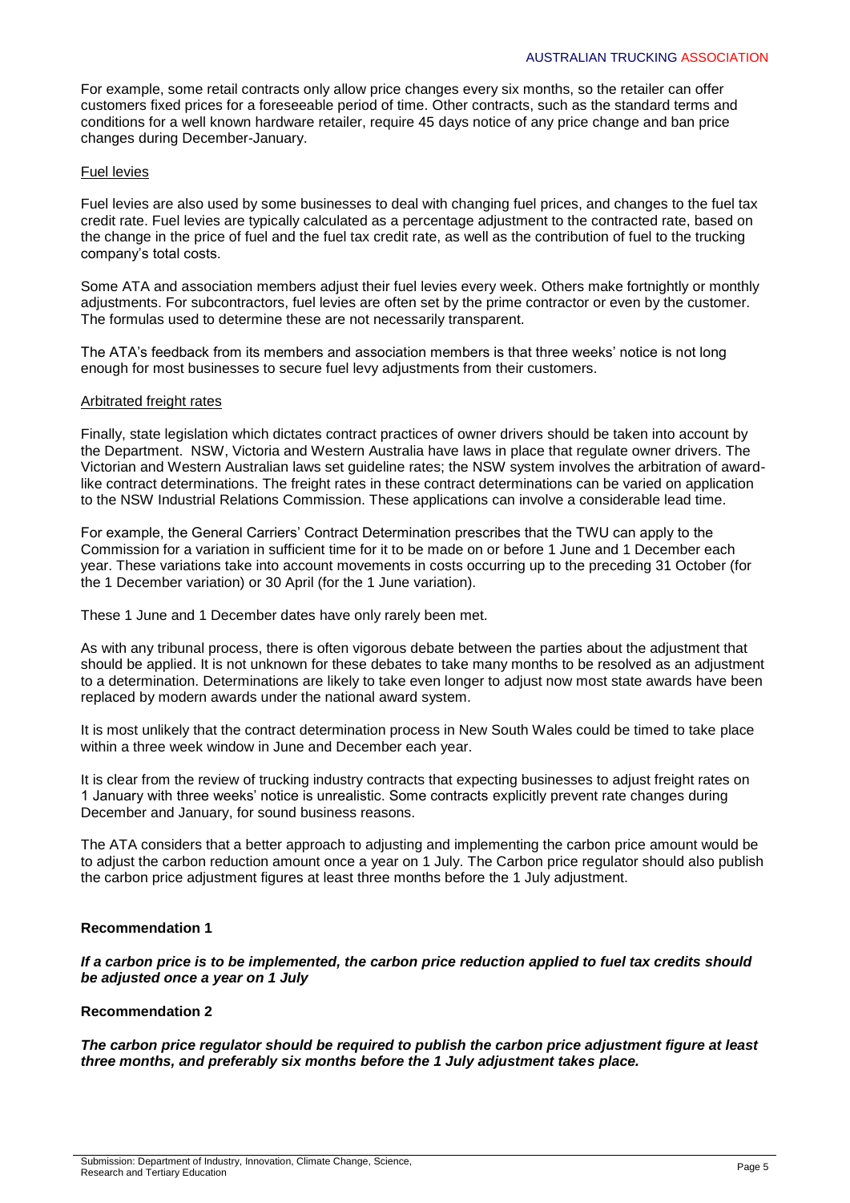For example, some retail contracts only allow price changes every six months, so the retailer can offer customers fixed prices for a foreseeable period of time. Other contracts, such as the standard terms and conditions for a well known hardware retailer, require 45 days notice of any price change and ban price changes during December-January.

### Fuel levies

Fuel levies are also used by some businesses to deal with changing fuel prices, and changes to the fuel tax credit rate. Fuel levies are typically calculated as a percentage adjustment to the contracted rate, based on the change in the price of fuel and the fuel tax credit rate, as well as the contribution of fuel to the trucking company's total costs.

Some ATA and association members adjust their fuel levies every week. Others make fortnightly or monthly adjustments. For subcontractors, fuel levies are often set by the prime contractor or even by the customer. The formulas used to determine these are not necessarily transparent.

The ATA's feedback from its members and association members is that three weeks' notice is not long enough for most businesses to secure fuel levy adjustments from their customers.

### Arbitrated freight rates

Finally, state legislation which dictates contract practices of owner drivers should be taken into account by the Department. NSW, Victoria and Western Australia have laws in place that regulate owner drivers. The Victorian and Western Australian laws set guideline rates; the NSW system involves the arbitration of award-like contract determinations. The freight rates in these contract determinations can be varied on application to the NSW Industrial Relations Commission. These applications can involve a considerable lead time.

For example, the General Carriers' Contract Determination prescribes that the TWU can apply to the Commission for a variation in sufficient time for it to be made on or before 1 June and 1 December each year. These variations take into account movements in costs occurring up to the preceding 31 October (for the 1 December variation) or 30 April (for the 1 June variation).

These 1 June and 1 December dates have only rarely been met.

As with any tribunal process, there is often vigorous debate between the parties about the adjustment that should be applied. It is not unknown for these debates to take many months to be resolved as an adjustment to a determination. Determinations are likely to take even longer to adjust now most state awards have been replaced by modern awards under the national award system.

It is most unlikely that the contract determination process in New South Wales could be timed to take place within a three week window in June and December each year.

It is clear from the review of trucking industry contracts that expecting businesses to adjust freight rates on 1 January with three weeks' notice is unrealistic. Some contracts explicitly prevent rate changes during December and January, for sound business reasons.

The ATA considers that a better approach to adjusting and implementing the carbon price amount would be to adjust the carbon reduction amount once a year on 1 July. The Carbon price regulator should also publish the carbon price adjustment figures at least three months before the 1 July adjustment.

**Recommendation 1**

***If a carbon price is to be implemented, the carbon price reduction applied to fuel tax credits should be adjusted once a year on 1 July***

**Recommendation 2**

***The carbon price regulator should be required to publish the carbon price adjustment figure at least three months, and preferably six months before the 1 July adjustment takes place.***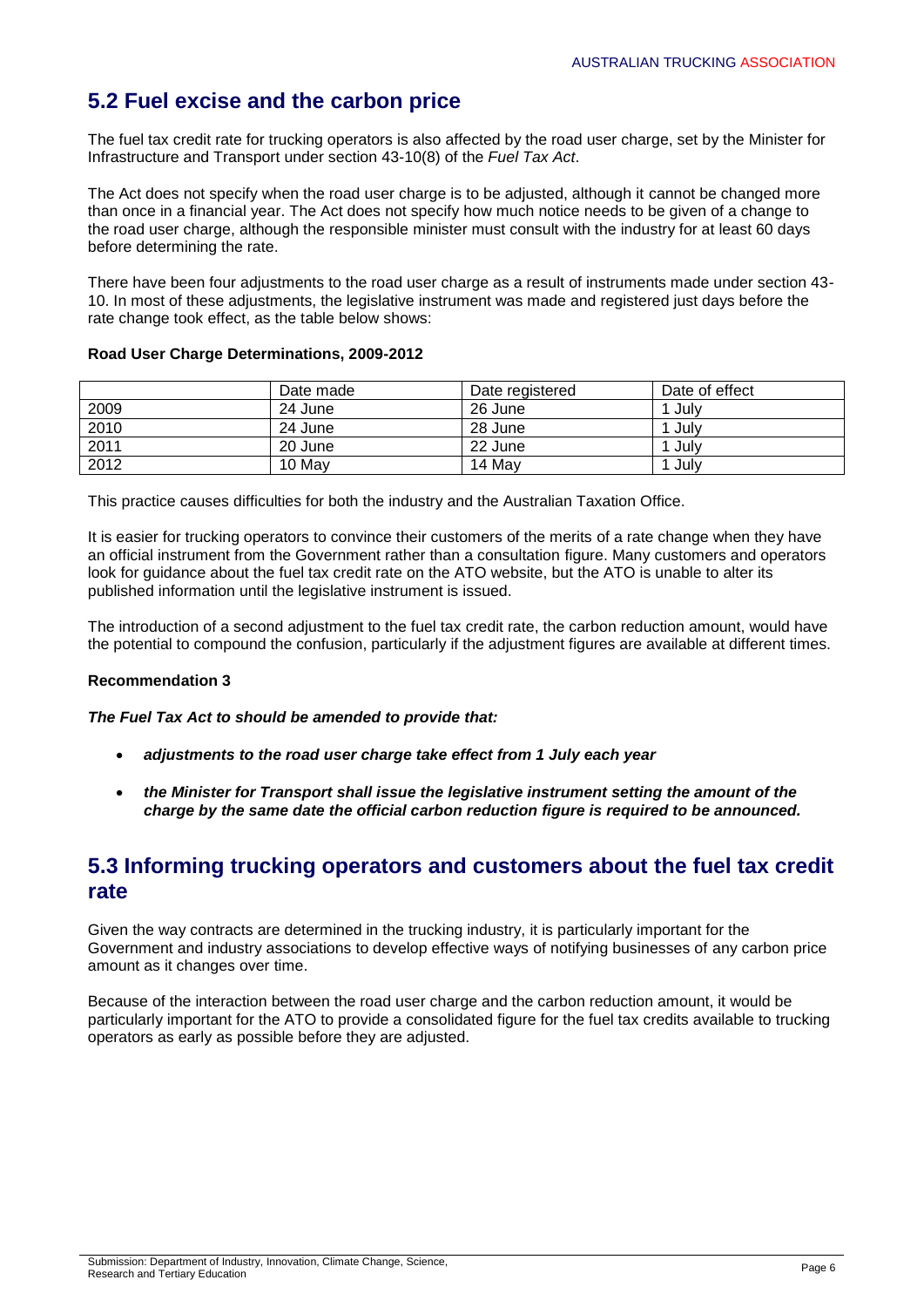## 5.2 Fuel excise and the carbon price

The fuel tax credit rate for trucking operators is also affected by the road user charge, set by the Minister for Infrastructure and Transport under section 43-10(8) of the *Fuel Tax Act*.

The Act does not specify when the road user charge is to be adjusted, although it cannot be changed more than once in a financial year. The Act does not specify how much notice needs to be given of a change to the road user charge, although the responsible minister must consult with the industry for at least 60 days before determining the rate.

There have been four adjustments to the road user charge as a result of instruments made under section 43-10. In most of these adjustments, the legislative instrument was made and registered just days before the rate change took effect, as the table below shows:

**Road User Charge Determinations, 2009-2012**

| | Date made | Date registered | Date of effect |
|---|---|---|---|
| 2009 | 24 June | 26 June | 1 July |
| 2010 | 24 June | 28 June | 1 July |
| 2011 | 20 June | 22 June | 1 July |
| 2012 | 10 May | 14 May | 1 July |

This practice causes difficulties for both the industry and the Australian Taxation Office.

It is easier for trucking operators to convince their customers of the merits of a rate change when they have an official instrument from the Government rather than a consultation figure. Many customers and operators look for guidance about the fuel tax credit rate on the ATO website, but the ATO is unable to alter its published information until the legislative instrument is issued.

The introduction of a second adjustment to the fuel tax credit rate, the carbon reduction amount, would have the potential to compound the confusion, particularly if the adjustment figures are available at different times.

**Recommendation 3**

***The Fuel Tax Act to should be amended to provide that:***

- ***adjustments to the road user charge take effect from 1 July each year***
- ***the Minister for Transport shall issue the legislative instrument setting the amount of the charge by the same date the official carbon reduction figure is required to be announced.***

## 5.3 Informing trucking operators and customers about the fuel tax credit rate

Given the way contracts are determined in the trucking industry, it is particularly important for the Government and industry associations to develop effective ways of notifying businesses of any carbon price amount as it changes over time.

Because of the interaction between the road user charge and the carbon reduction amount, it would be particularly important for the ATO to provide a consolidated figure for the fuel tax credits available to trucking operators as early as possible before they are adjusted.